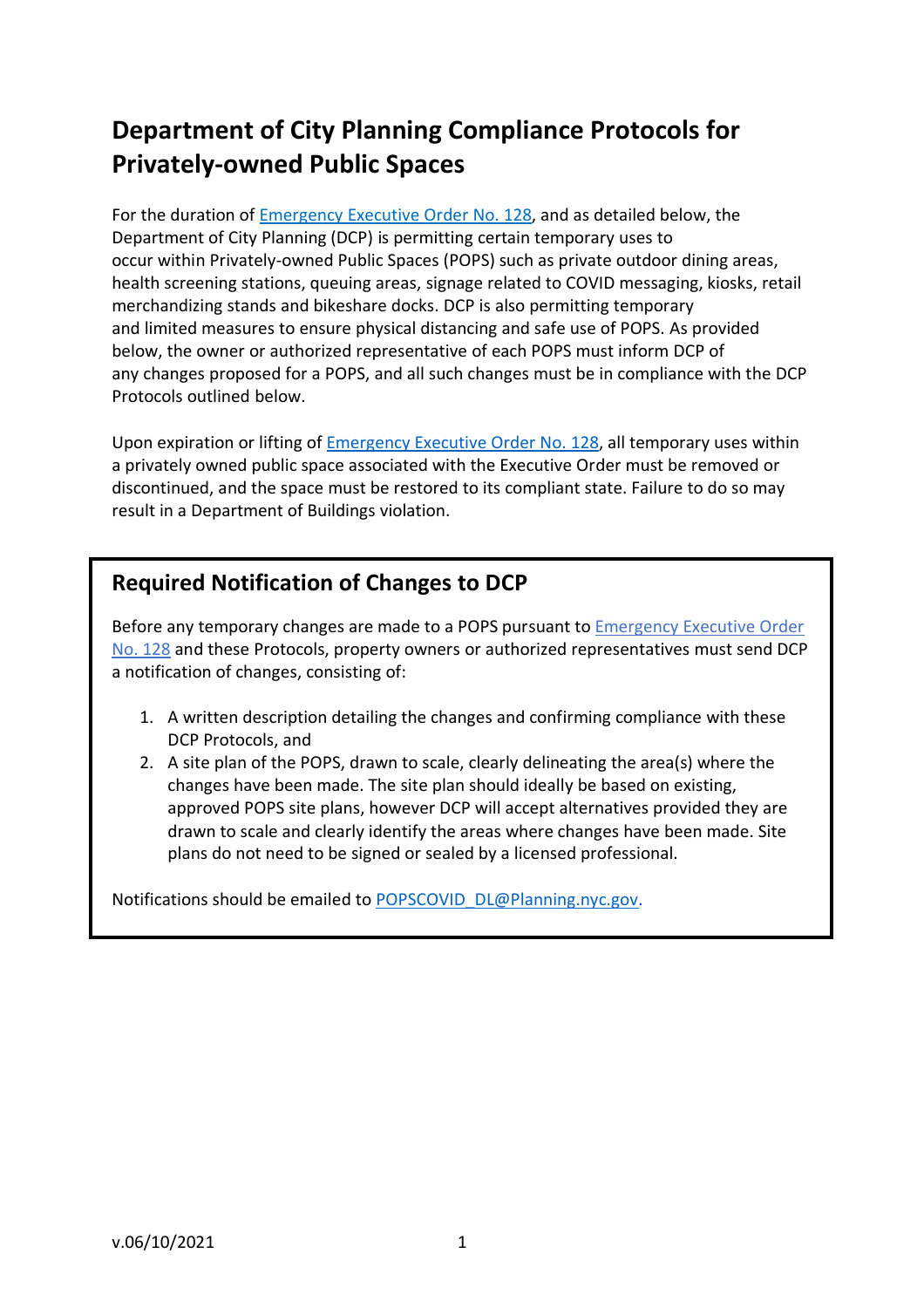# Department of City Planning Compliance Protocols for Privately-owned Public Spaces

For the duration of [Emergency Executive Order No. 128](), and as detailed below, the Department of City Planning (DCP) is permitting certain temporary uses to occur within Privately-owned Public Spaces (POPS) such as private outdoor dining areas, health screening stations, queuing areas, signage related to COVID messaging, kiosks, retail merchandizing stands and bikeshare docks. DCP is also permitting temporary and limited measures to ensure physical distancing and safe use of POPS. As provided below, the owner or authorized representative of each POPS must inform DCP of any changes proposed for a POPS, and all such changes must be in compliance with the DCP Protocols outlined below.

Upon expiration or lifting of [Emergency Executive Order No. 128](), all temporary uses within a privately owned public space associated with the Executive Order must be removed or discontinued, and the space must be restored to its compliant state. Failure to do so may result in a Department of Buildings violation.

## Required Notification of Changes to DCP

Before any temporary changes are made to a POPS pursuant to [Emergency Executive Order No. 128]() and these Protocols, property owners or authorized representatives must send DCP a notification of changes, consisting of:

1. A written description detailing the changes and confirming compliance with these DCP Protocols, and
2. A site plan of the POPS, drawn to scale, clearly delineating the area(s) where the changes have been made. The site plan should ideally be based on existing, approved POPS site plans, however DCP will accept alternatives provided they are drawn to scale and clearly identify the areas where changes have been made. Site plans do not need to be signed or sealed by a licensed professional.

Notifications should be emailed to [POPSCOVID_DL@Planning.nyc.gov](mailto:POPSCOVID_DL@Planning.nyc.gov).

v.06/10/2021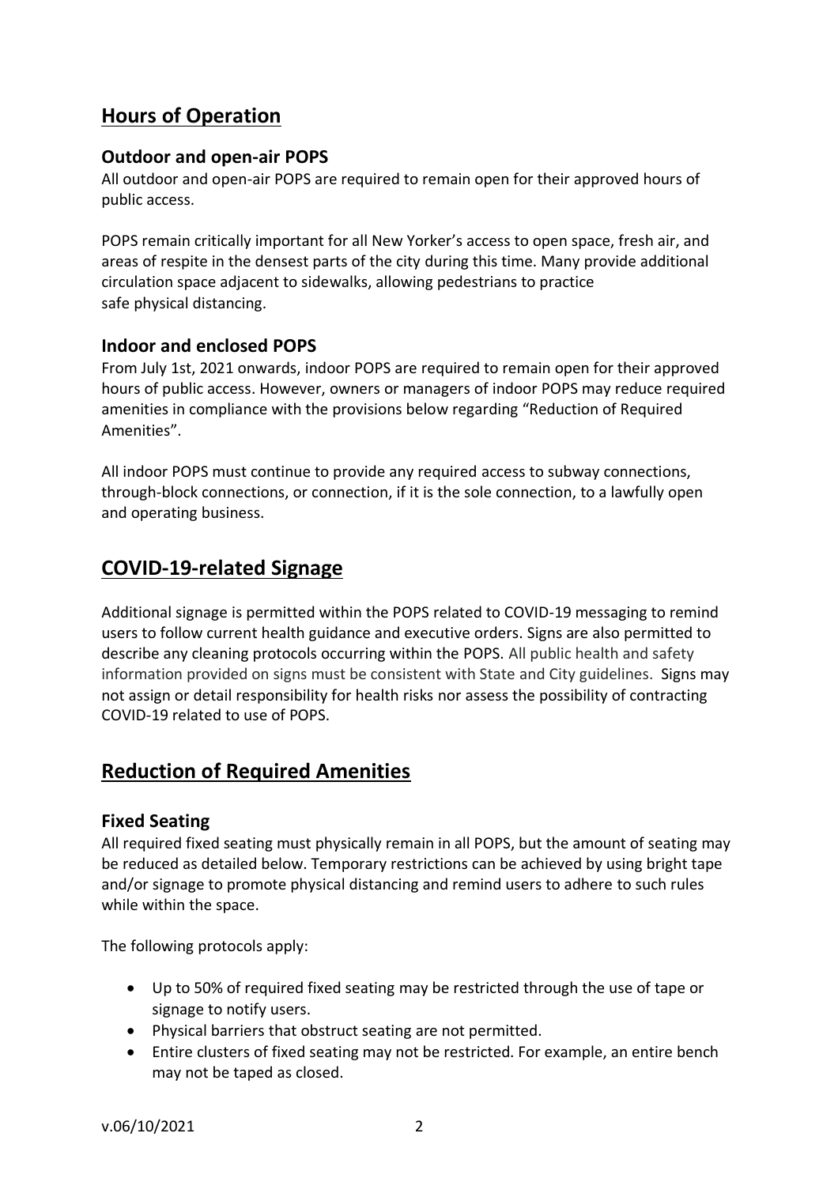## Hours of Operation

### Outdoor and open-air POPS

All outdoor and open-air POPS are required to remain open for their approved hours of public access.

POPS remain critically important for all New Yorker's access to open space, fresh air, and areas of respite in the densest parts of the city during this time. Many provide additional circulation space adjacent to sidewalks, allowing pedestrians to practice safe physical distancing.

### Indoor and enclosed POPS

From July 1st, 2021 onwards, indoor POPS are required to remain open for their approved hours of public access. However, owners or managers of indoor POPS may reduce required amenities in compliance with the provisions below regarding "Reduction of Required Amenities".

All indoor POPS must continue to provide any required access to subway connections, through-block connections, or connection, if it is the sole connection, to a lawfully open and operating business.

## COVID-19-related Signage

Additional signage is permitted within the POPS related to COVID-19 messaging to remind users to follow current health guidance and executive orders. Signs are also permitted to describe any cleaning protocols occurring within the POPS. All public health and safety information provided on signs must be consistent with State and City guidelines. Signs may not assign or detail responsibility for health risks nor assess the possibility of contracting COVID-19 related to use of POPS.

## Reduction of Required Amenities

### Fixed Seating

All required fixed seating must physically remain in all POPS, but the amount of seating may be reduced as detailed below. Temporary restrictions can be achieved by using bright tape and/or signage to promote physical distancing and remind users to adhere to such rules while within the space.

The following protocols apply:

- Up to 50% of required fixed seating may be restricted through the use of tape or signage to notify users.
- Physical barriers that obstruct seating are not permitted.
- Entire clusters of fixed seating may not be restricted. For example, an entire bench may not be taped as closed.

v.06/10/2021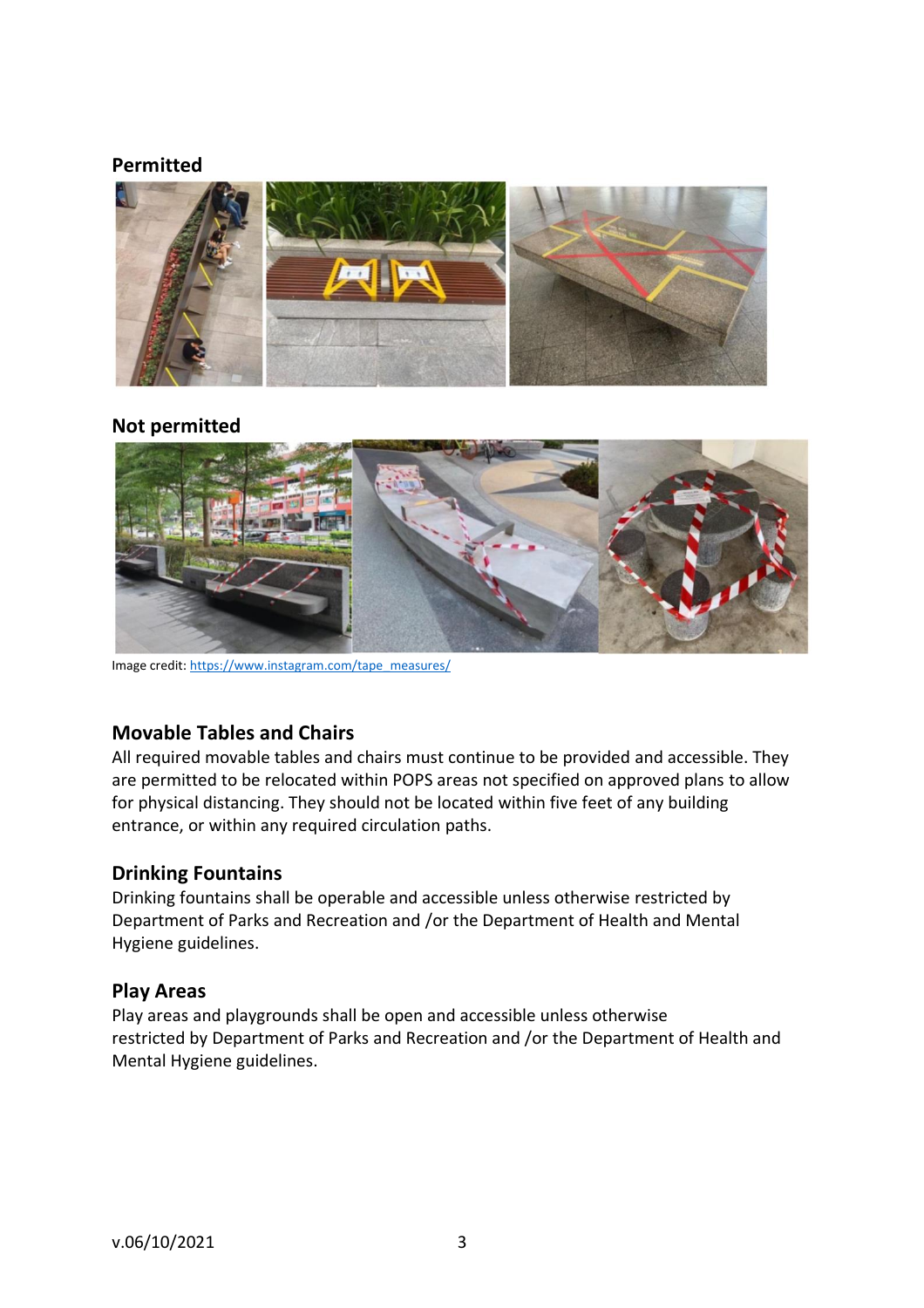**Permitted**

**Not permitted**

Image credit: https://www.instagram.com/tape_measures/

## Movable Tables and Chairs

All required movable tables and chairs must continue to be provided and accessible. They are permitted to be relocated within POPS areas not specified on approved plans to allow for physical distancing. They should not be located within five feet of any building entrance, or within any required circulation paths.

## Drinking Fountains

Drinking fountains shall be operable and accessible unless otherwise restricted by Department of Parks and Recreation and /or the Department of Health and Mental Hygiene guidelines.

## Play Areas

Play areas and playgrounds shall be open and accessible unless otherwise restricted by Department of Parks and Recreation and /or the Department of Health and Mental Hygiene guidelines.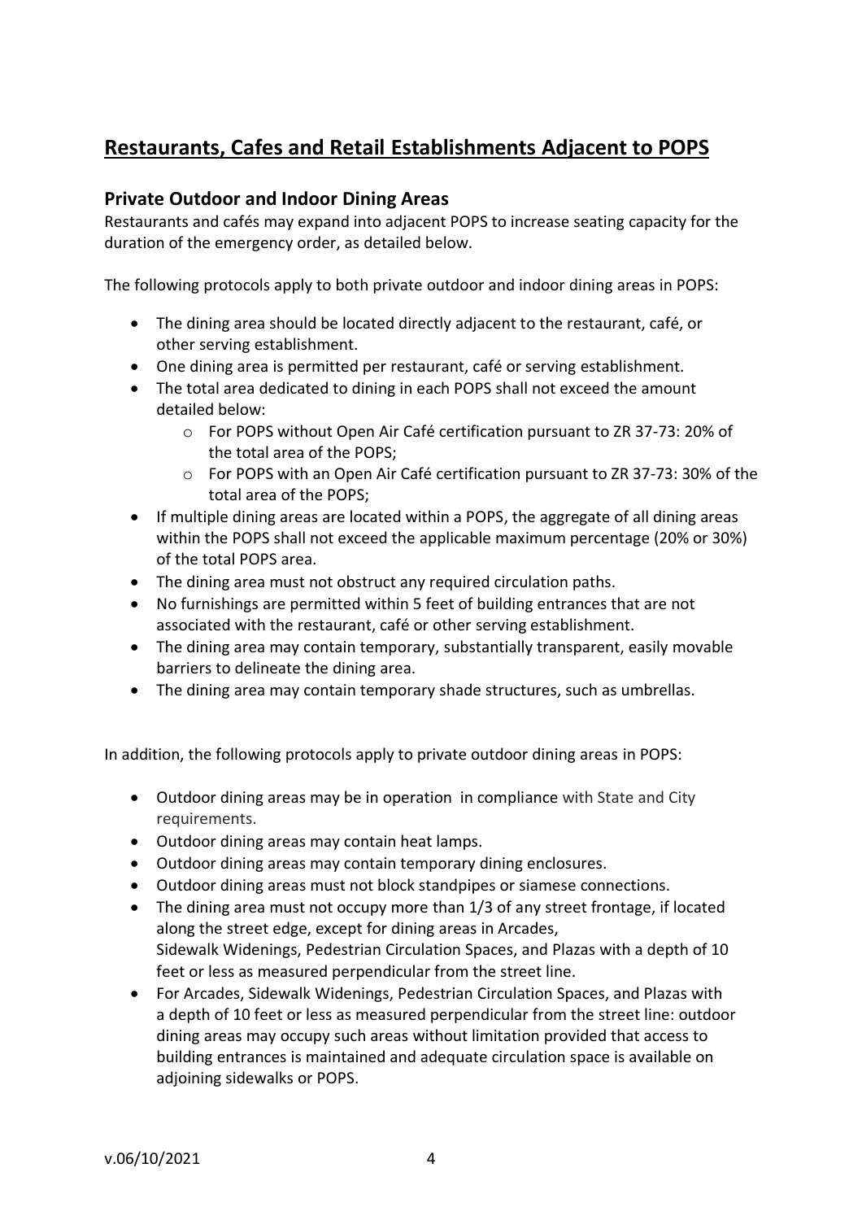# Restaurants, Cafes and Retail Establishments Adjacent to POPS

## Private Outdoor and Indoor Dining Areas

Restaurants and cafés may expand into adjacent POPS to increase seating capacity for the duration of the emergency order, as detailed below.

The following protocols apply to both private outdoor and indoor dining areas in POPS:

- The dining area should be located directly adjacent to the restaurant, café, or other serving establishment.
- One dining area is permitted per restaurant, café or serving establishment.
- The total area dedicated to dining in each POPS shall not exceed the amount detailed below:
  - For POPS without Open Air Café certification pursuant to ZR 37-73: 20% of the total area of the POPS;
  - For POPS with an Open Air Café certification pursuant to ZR 37-73: 30% of the total area of the POPS;
- If multiple dining areas are located within a POPS, the aggregate of all dining areas within the POPS shall not exceed the applicable maximum percentage (20% or 30%) of the total POPS area.
- The dining area must not obstruct any required circulation paths.
- No furnishings are permitted within 5 feet of building entrances that are not associated with the restaurant, café or other serving establishment.
- The dining area may contain temporary, substantially transparent, easily movable barriers to delineate the dining area.
- The dining area may contain temporary shade structures, such as umbrellas.

In addition, the following protocols apply to private outdoor dining areas in POPS:

- Outdoor dining areas may be in operation in compliance with State and City requirements.
- Outdoor dining areas may contain heat lamps.
- Outdoor dining areas may contain temporary dining enclosures.
- Outdoor dining areas must not block standpipes or siamese connections.
- The dining area must not occupy more than 1/3 of any street frontage, if located along the street edge, except for dining areas in Arcades, Sidewalk Widenings, Pedestrian Circulation Spaces, and Plazas with a depth of 10 feet or less as measured perpendicular from the street line.
- For Arcades, Sidewalk Widenings, Pedestrian Circulation Spaces, and Plazas with a depth of 10 feet or less as measured perpendicular from the street line: outdoor dining areas may occupy such areas without limitation provided that access to building entrances is maintained and adequate circulation space is available on adjoining sidewalks or POPS.

v.06/10/2021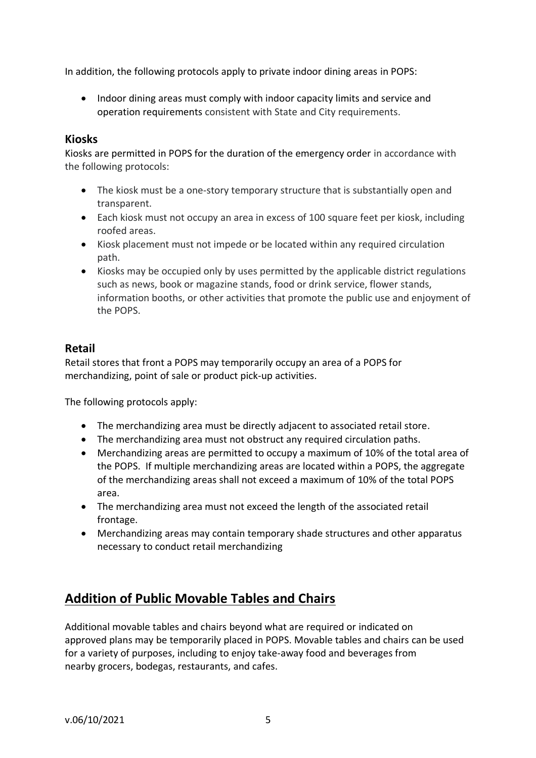In addition, the following protocols apply to private indoor dining areas in POPS:

- Indoor dining areas must comply with indoor capacity limits and service and operation requirements consistent with State and City requirements.

### Kiosks

Kiosks are permitted in POPS for the duration of the emergency order in accordance with the following protocols:

- The kiosk must be a one-story temporary structure that is substantially open and transparent.
- Each kiosk must not occupy an area in excess of 100 square feet per kiosk, including roofed areas.
- Kiosk placement must not impede or be located within any required circulation path.
- Kiosks may be occupied only by uses permitted by the applicable district regulations such as news, book or magazine stands, food or drink service, flower stands, information booths, or other activities that promote the public use and enjoyment of the POPS.

### Retail

Retail stores that front a POPS may temporarily occupy an area of a POPS for merchandizing, point of sale or product pick-up activities.

The following protocols apply:

- The merchandizing area must be directly adjacent to associated retail store.
- The merchandizing area must not obstruct any required circulation paths.
- Merchandizing areas are permitted to occupy a maximum of 10% of the total area of the POPS. If multiple merchandizing areas are located within a POPS, the aggregate of the merchandizing areas shall not exceed a maximum of 10% of the total POPS area.
- The merchandizing area must not exceed the length of the associated retail frontage.
- Merchandizing areas may contain temporary shade structures and other apparatus necessary to conduct retail merchandizing

## Addition of Public Movable Tables and Chairs

Additional movable tables and chairs beyond what are required or indicated on approved plans may be temporarily placed in POPS. Movable tables and chairs can be used for a variety of purposes, including to enjoy take-away food and beverages from nearby grocers, bodegas, restaurants, and cafes.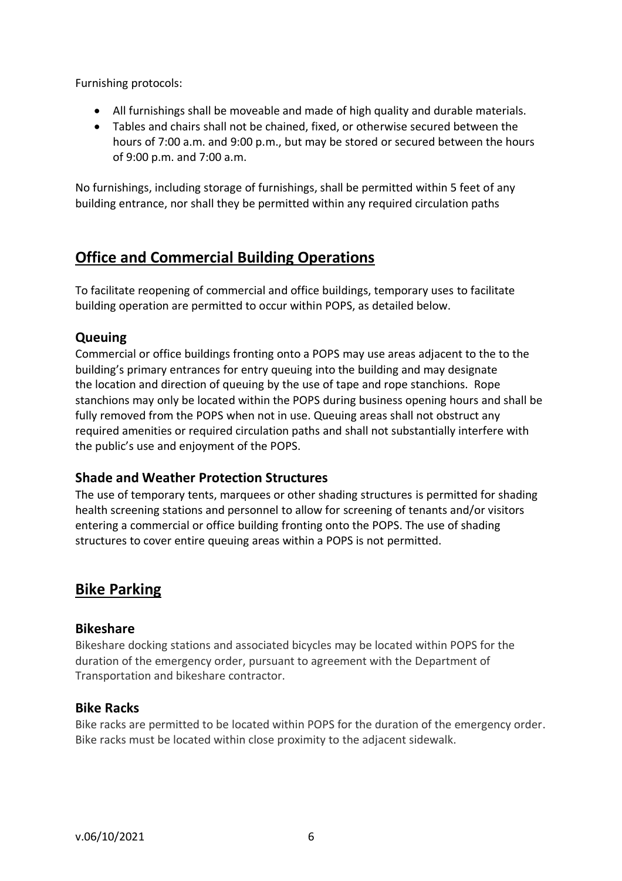Furnishing protocols:

- All furnishings shall be moveable and made of high quality and durable materials.
- Tables and chairs shall not be chained, fixed, or otherwise secured between the hours of 7:00 a.m. and 9:00 p.m., but may be stored or secured between the hours of 9:00 p.m. and 7:00 a.m.

No furnishings, including storage of furnishings, shall be permitted within 5 feet of any building entrance, nor shall they be permitted within any required circulation paths

## Office and Commercial Building Operations

To facilitate reopening of commercial and office buildings, temporary uses to facilitate building operation are permitted to occur within POPS, as detailed below.

### Queuing

Commercial or office buildings fronting onto a POPS may use areas adjacent to the to the building's primary entrances for entry queuing into the building and may designate the location and direction of queuing by the use of tape and rope stanchions. Rope stanchions may only be located within the POPS during business opening hours and shall be fully removed from the POPS when not in use. Queuing areas shall not obstruct any required amenities or required circulation paths and shall not substantially interfere with the public's use and enjoyment of the POPS.

### Shade and Weather Protection Structures

The use of temporary tents, marquees or other shading structures is permitted for shading health screening stations and personnel to allow for screening of tenants and/or visitors entering a commercial or office building fronting onto the POPS. The use of shading structures to cover entire queuing areas within a POPS is not permitted.

## Bike Parking

### Bikeshare

Bikeshare docking stations and associated bicycles may be located within POPS for the duration of the emergency order, pursuant to agreement with the Department of Transportation and bikeshare contractor.

### Bike Racks

Bike racks are permitted to be located within POPS for the duration of the emergency order. Bike racks must be located within close proximity to the adjacent sidewalk.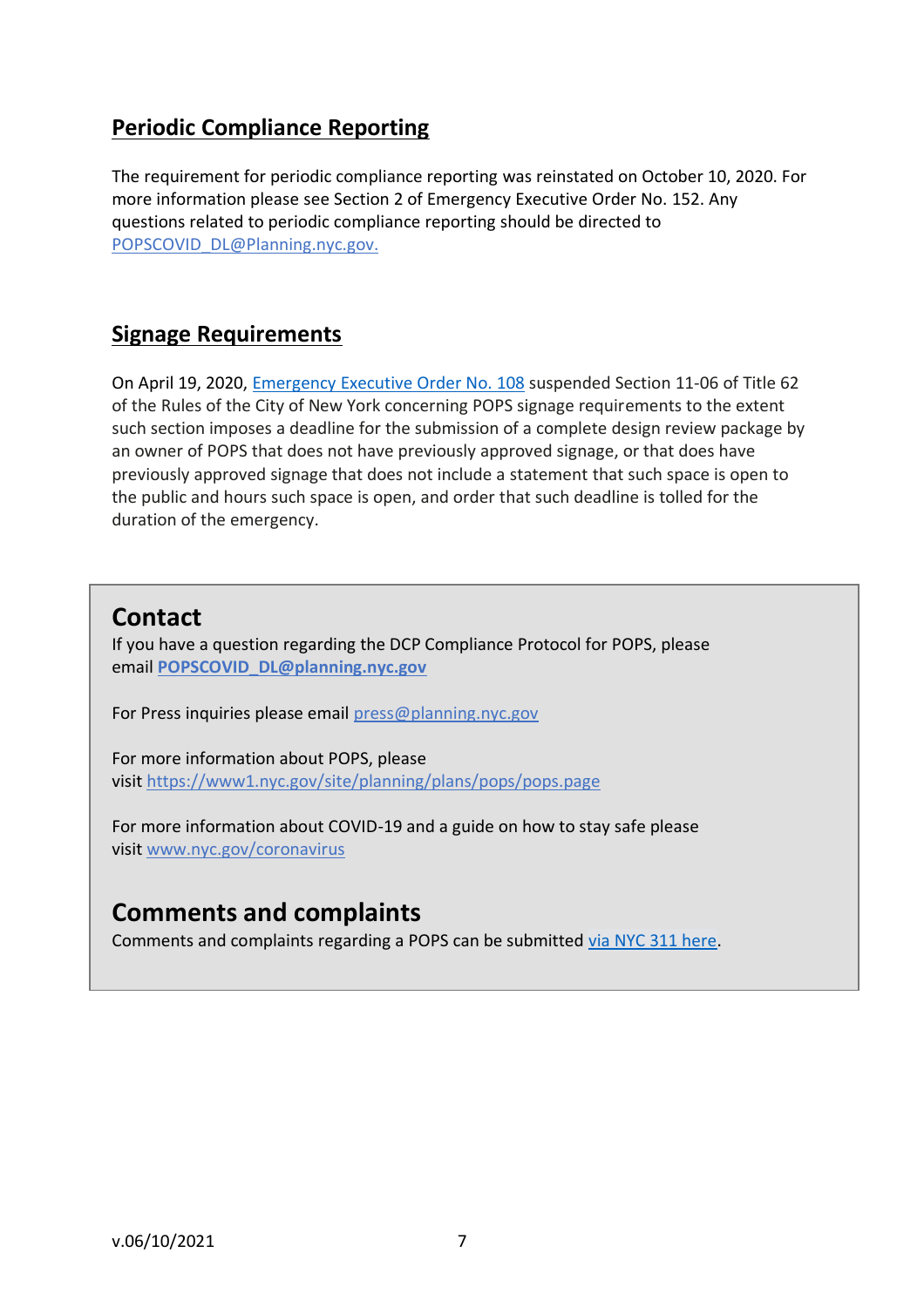## Periodic Compliance Reporting

The requirement for periodic compliance reporting was reinstated on October 10, 2020. For more information please see Section 2 of Emergency Executive Order No. 152. Any questions related to periodic compliance reporting should be directed to POPSCOVID_DL@Planning.nyc.gov.

## Signage Requirements

On April 19, 2020, Emergency Executive Order No. 108 suspended Section 11-06 of Title 62 of the Rules of the City of New York concerning POPS signage requirements to the extent such section imposes a deadline for the submission of a complete design review package by an owner of POPS that does not have previously approved signage, or that does have previously approved signage that does not include a statement that such space is open to the public and hours such space is open, and order that such deadline is tolled for the duration of the emergency.

## Contact

If you have a question regarding the DCP Compliance Protocol for POPS, please email **POPSCOVID_DL@planning.nyc.gov**

For Press inquiries please email press@planning.nyc.gov

For more information about POPS, please visit https://www1.nyc.gov/site/planning/plans/pops/pops.page

For more information about COVID-19 and a guide on how to stay safe please visit www.nyc.gov/coronavirus

## Comments and complaints

Comments and complaints regarding a POPS can be submitted via NYC 311 here.

v.06/10/2021